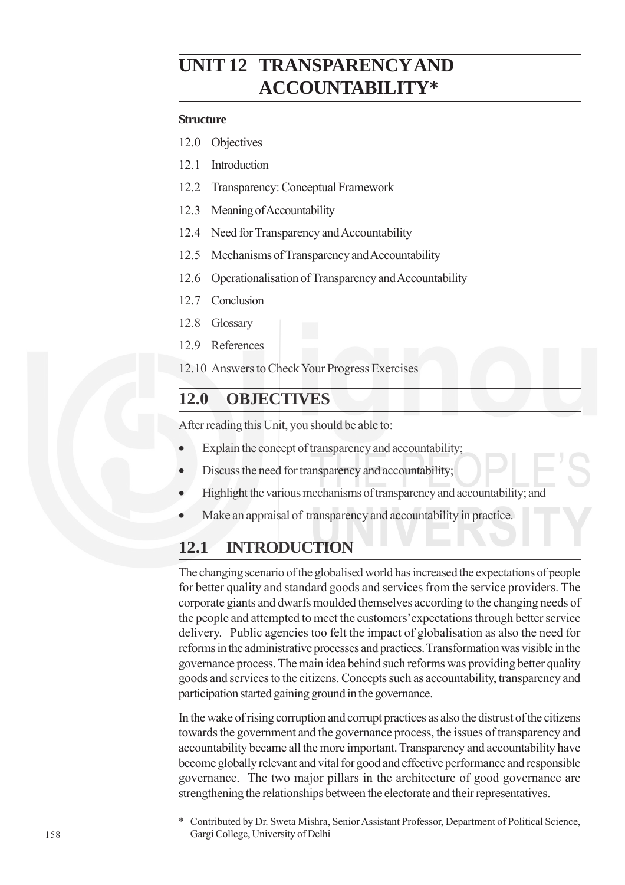# UNIT 12 TRANSPARENCY AND ACCOUNTABILITY*

**Structure**

12.0 Objectives

12.1 Introduction

12.2 Transparency: Conceptual Framework

12.3 Meaning of Accountability

12.4 Need for Transparency and Accountability

12.5 Mechanisms of Transparency and Accountability

12.6 Operationalisation of Transparency and Accountability

12.7 Conclusion

12.8 Glossary

12.9 References

12.10 Answers to Check Your Progress Exercises

## 12.0 OBJECTIVES

After reading this Unit, you should be able to:

- Explain the concept of transparency and accountability;
- Discuss the need for transparency and accountability;
- Highlight the various mechanisms of transparency and accountability; and
- Make an appraisal of transparency and accountability in practice.

## 12.1 INTRODUCTION

The changing scenario of the globalised world has increased the expectations of people for better quality and standard goods and services from the service providers. The corporate giants and dwarfs moulded themselves according to the changing needs of the people and attempted to meet the customers' expectations through better service delivery. Public agencies too felt the impact of globalisation as also the need for reforms in the administrative processes and practices. Transformation was visible in the governance process. The main idea behind such reforms was providing better quality goods and services to the citizens. Concepts such as accountability, transparency and participation started gaining ground in the governance.

In the wake of rising corruption and corrupt practices as also the distrust of the citizens towards the government and the governance process, the issues of transparency and accountability became all the more important. Transparency and accountability have become globally relevant and vital for good and effective performance and responsible governance. The two major pillars in the architecture of good governance are strengthening the relationships between the electorate and their representatives.

---

* Contributed by Dr. Sweta Mishra, Senior Assistant Professor, Department of Political Science, Gargi College, University of Delhi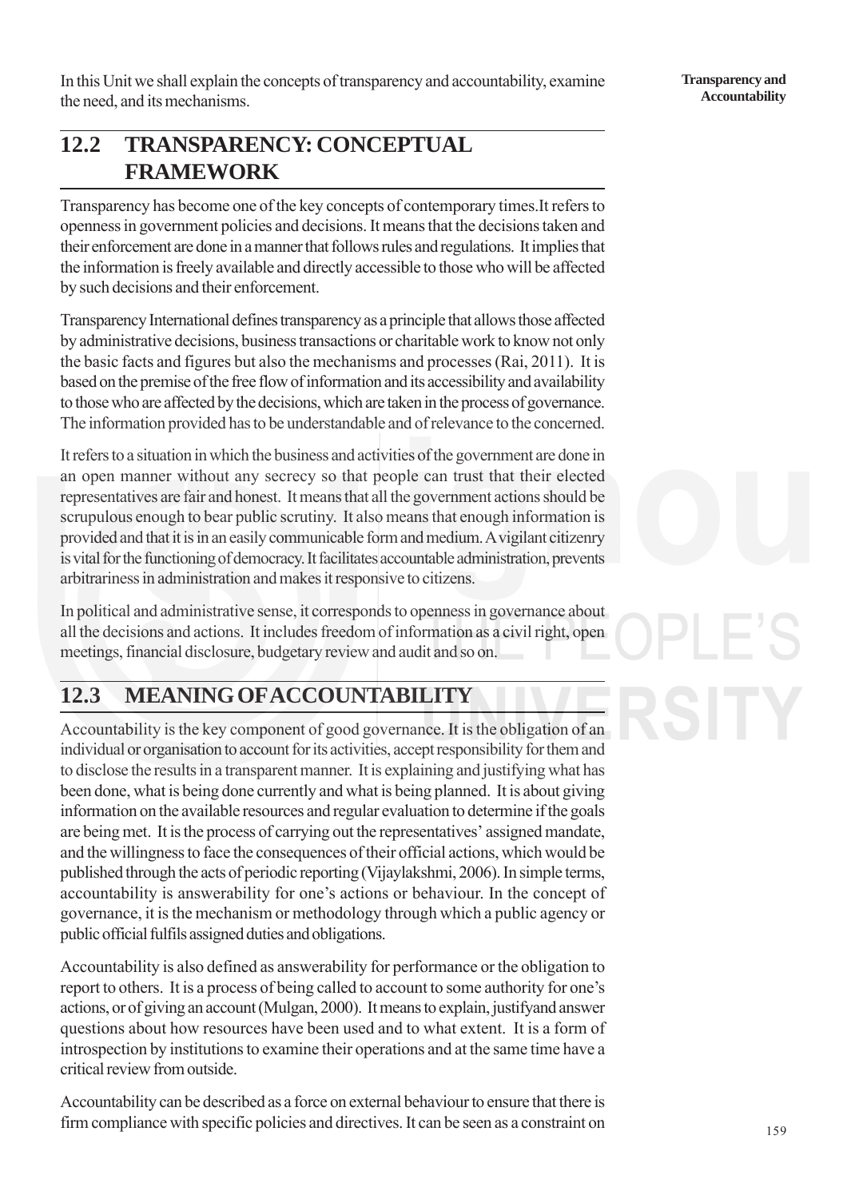In this Unit we shall explain the concepts of transparency and accountability, examine the need, and its mechanisms.

## 12.2 TRANSPARENCY: CONCEPTUAL FRAMEWORK

Transparency has become one of the key concepts of contemporary times.It refers to openness in government policies and decisions. It means that the decisions taken and their enforcement are done in a manner that follows rules and regulations. It implies that the information is freely available and directly accessible to those who will be affected by such decisions and their enforcement.

Transparency International defines transparency as a principle that allows those affected by administrative decisions, business transactions or charitable work to know not only the basic facts and figures but also the mechanisms and processes (Rai, 2011). It is based on the premise of the free flow of information and its accessibility and availability to those who are affected by the decisions, which are taken in the process of governance. The information provided has to be understandable and of relevance to the concerned.

It refers to a situation in which the business and activities of the government are done in an open manner without any secrecy so that people can trust that their elected representatives are fair and honest. It means that all the government actions should be scrupulous enough to bear public scrutiny. It also means that enough information is provided and that it is in an easily communicable form and medium. A vigilant citizenry is vital for the functioning of democracy. It facilitates accountable administration, prevents arbitrariness in administration and makes it responsive to citizens.

In political and administrative sense, it corresponds to openness in governance about all the decisions and actions. It includes freedom of information as a civil right, open meetings, financial disclosure, budgetary review and audit and so on.

## 12.3 MEANING OF ACCOUNTABILITY

Accountability is the key component of good governance. It is the obligation of an individual or organisation to account for its activities, accept responsibility for them and to disclose the results in a transparent manner. It is explaining and justifying what has been done, what is being done currently and what is being planned. It is about giving information on the available resources and regular evaluation to determine if the goals are being met. It is the process of carrying out the representatives' assigned mandate, and the willingness to face the consequences of their official actions, which would be published through the acts of periodic reporting (Vijaylakshmi, 2006). In simple terms, accountability is answerability for one's actions or behaviour. In the concept of governance, it is the mechanism or methodology through which a public agency or public official fulfils assigned duties and obligations.

Accountability is also defined as answerability for performance or the obligation to report to others. It is a process of being called to account to some authority for one's actions, or of giving an account (Mulgan, 2000). It means to explain, justifyand answer questions about how resources have been used and to what extent. It is a form of introspection by institutions to examine their operations and at the same time have a critical review from outside.

Accountability can be described as a force on external behaviour to ensure that there is firm compliance with specific policies and directives. It can be seen as a constraint on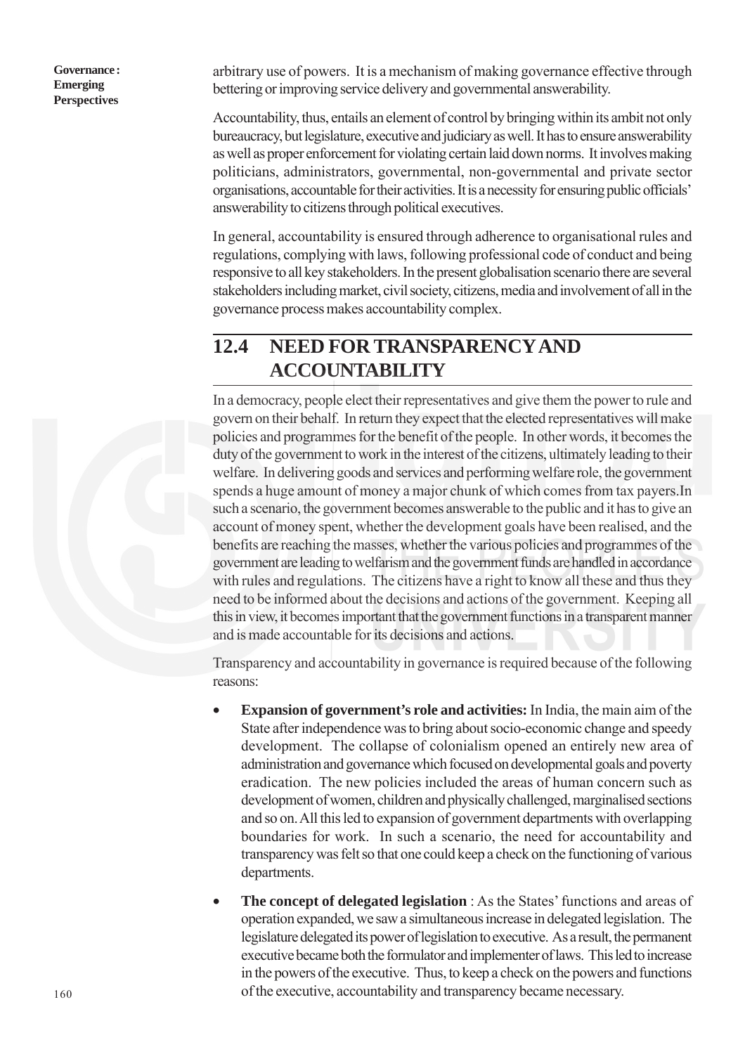arbitrary use of powers. It is a mechanism of making governance effective through bettering or improving service delivery and governmental answerability.

Accountability, thus, entails an element of control by bringing within its ambit not only bureaucracy, but legislature, executive and judiciary as well. It has to ensure answerability as well as proper enforcement for violating certain laid down norms. It involves making politicians, administrators, governmental, non-governmental and private sector organisations, accountable for their activities. It is a necessity for ensuring public officials' answerability to citizens through political executives.

In general, accountability is ensured through adherence to organisational rules and regulations, complying with laws, following professional code of conduct and being responsive to all key stakeholders. In the present globalisation scenario there are several stakeholders including market, civil society, citizens, media and involvement of all in the governance process makes accountability complex.

## 12.4 NEED FOR TRANSPARENCY AND ACCOUNTABILITY

In a democracy, people elect their representatives and give them the power to rule and govern on their behalf. In return they expect that the elected representatives will make policies and programmes for the benefit of the people. In other words, it becomes the duty of the government to work in the interest of the citizens, ultimately leading to their welfare. In delivering goods and services and performing welfare role, the government spends a huge amount of money a major chunk of which comes from tax payers.In such a scenario, the government becomes answerable to the public and it has to give an account of money spent, whether the development goals have been realised, and the benefits are reaching the masses, whether the various policies and programmes of the government are leading to welfarism and the government funds are handled in accordance with rules and regulations. The citizens have a right to know all these and thus they need to be informed about the decisions and actions of the government. Keeping all this in view, it becomes important that the government functions in a transparent manner and is made accountable for its decisions and actions.

Transparency and accountability in governance is required because of the following reasons:

- **Expansion of government's role and activities:** In India, the main aim of the State after independence was to bring about socio-economic change and speedy development. The collapse of colonialism opened an entirely new area of administration and governance which focused on developmental goals and poverty eradication. The new policies included the areas of human concern such as development of women, children and physically challenged, marginalised sections and so on. All this led to expansion of government departments with overlapping boundaries for work. In such a scenario, the need for accountability and transparency was felt so that one could keep a check on the functioning of various departments.

- **The concept of delegated legislation** : As the States' functions and areas of operation expanded, we saw a simultaneous increase in delegated legislation. The legislature delegated its power of legislation to executive. As a result, the permanent executive became both the formulator and implementer of laws. This led to increase in the powers of the executive. Thus, to keep a check on the powers and functions of the executive, accountability and transparency became necessary.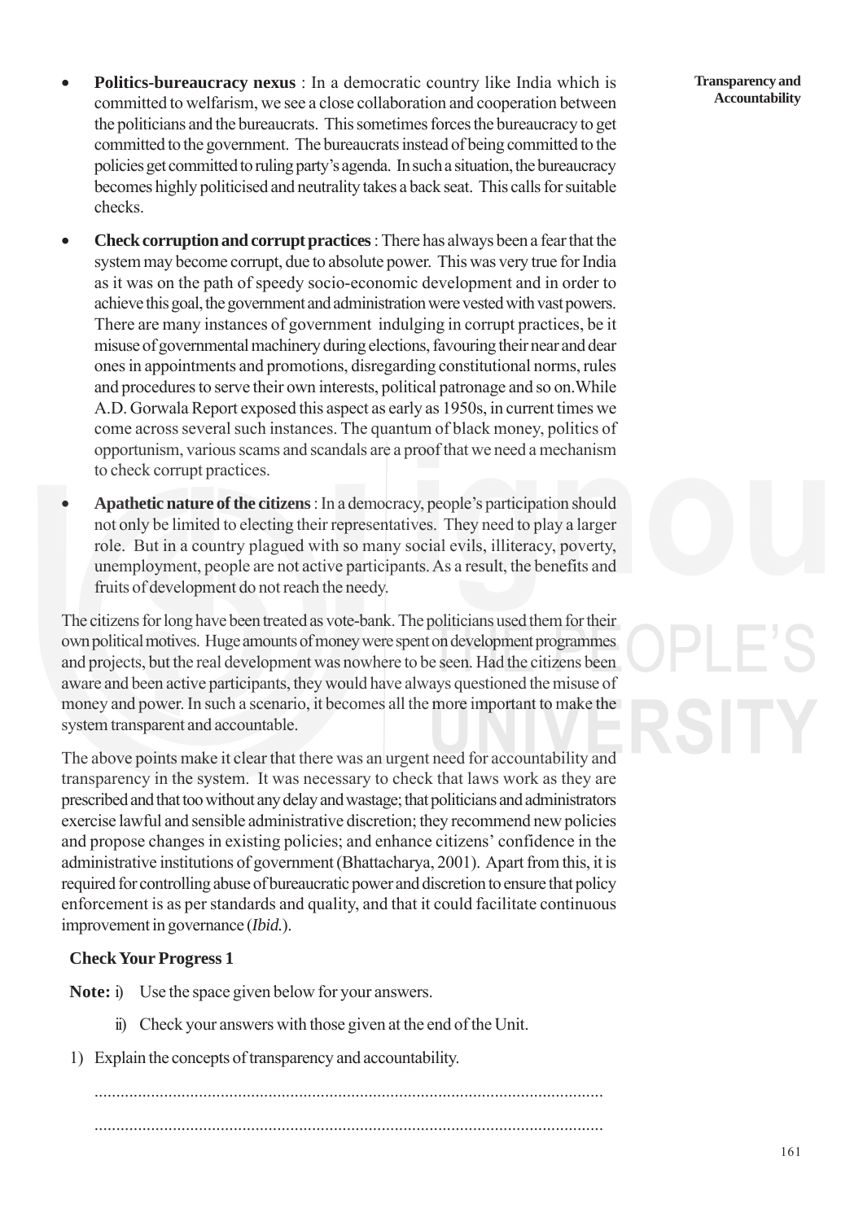- **Politics-bureaucracy nexus** : In a democratic country like India which is committed to welfarism, we see a close collaboration and cooperation between the politicians and the bureaucrats. This sometimes forces the bureaucracy to get committed to the government. The bureaucrats instead of being committed to the policies get committed to ruling party's agenda. In such a situation, the bureaucracy becomes highly politicised and neutrality takes a back seat. This calls for suitable checks.

- **Check corruption and corrupt practices** : There has always been a fear that the system may become corrupt, due to absolute power. This was very true for India as it was on the path of speedy socio-economic development and in order to achieve this goal, the government and administration were vested with vast powers. There are many instances of government indulging in corrupt practices, be it misuse of governmental machinery during elections, favouring their near and dear ones in appointments and promotions, disregarding constitutional norms, rules and procedures to serve their own interests, political patronage and so on.While A.D. Gorwala Report exposed this aspect as early as 1950s, in current times we come across several such instances. The quantum of black money, politics of opportunism, various scams and scandals are a proof that we need a mechanism to check corrupt practices.

- **Apathetic nature of the citizens** : In a democracy, people's participation should not only be limited to electing their representatives. They need to play a larger role. But in a country plagued with so many social evils, illiteracy, poverty, unemployment, people are not active participants. As a result, the benefits and fruits of development do not reach the needy.

The citizens for long have been treated as vote-bank. The politicians used them for their own political motives. Huge amounts of money were spent on development programmes and projects, but the real development was nowhere to be seen. Had the citizens been aware and been active participants, they would have always questioned the misuse of money and power. In such a scenario, it becomes all the more important to make the system transparent and accountable.

The above points make it clear that there was an urgent need for accountability and transparency in the system. It was necessary to check that laws work as they are prescribed and that too without any delay and wastage; that politicians and administrators exercise lawful and sensible administrative discretion; they recommend new policies and propose changes in existing policies; and enhance citizens' confidence in the administrative institutions of government (Bhattacharya, 2001). Apart from this, it is required for controlling abuse of bureaucratic power and discretion to ensure that policy enforcement is as per standards and quality, and that it could facilitate continuous improvement in governance (*Ibid.*).

**Check Your Progress 1**

**Note:** i) Use the space given below for your answers.

ii) Check your answers with those given at the end of the Unit.

1) Explain the concepts of transparency and accountability.

.....................................................................................................................

.....................................................................................................................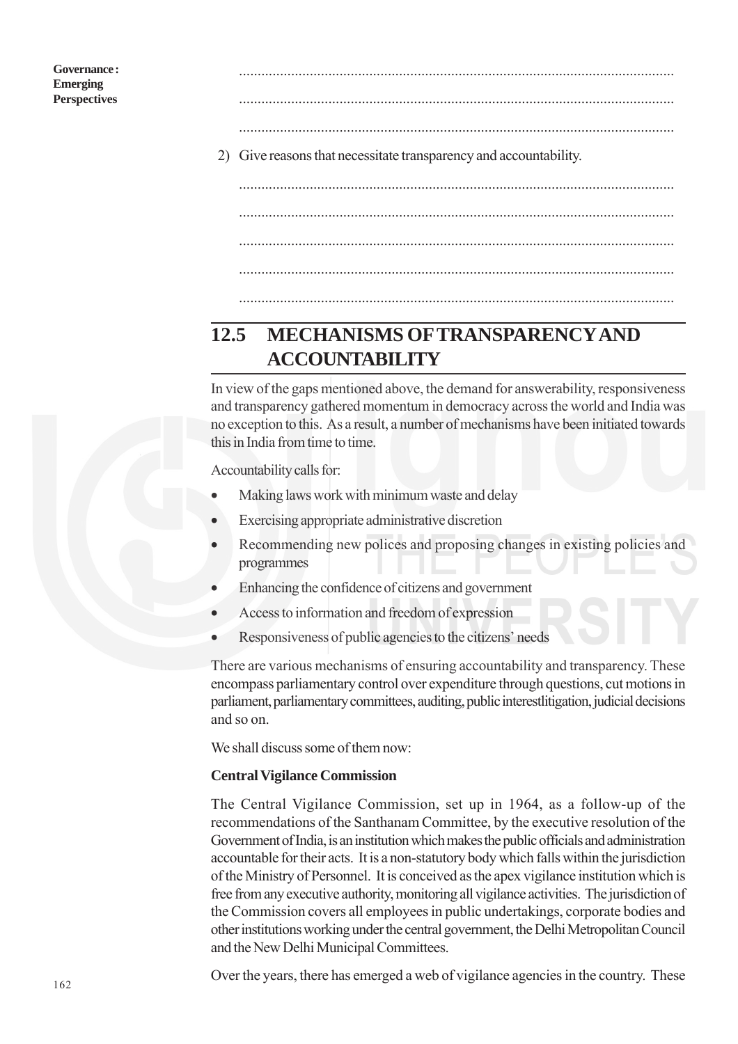.....................................................................................................................

.....................................................................................................................

.....................................................................................................................

2) Give reasons that necessitate transparency and accountability.

.....................................................................................................................

.....................................................................................................................

.....................................................................................................................

.....................................................................................................................

.....................................................................................................................

## 12.5 MECHANISMS OF TRANSPARENCY AND ACCOUNTABILITY

In view of the gaps mentioned above, the demand for answerability, responsiveness and transparency gathered momentum in democracy across the world and India was no exception to this. As a result, a number of mechanisms have been initiated towards this in India from time to time.

Accountability calls for:

- Making laws work with minimum waste and delay
- Exercising appropriate administrative discretion
- Recommending new polices and proposing changes in existing policies and programmes
- Enhancing the confidence of citizens and government
- Access to information and freedom of expression
- Responsiveness of public agencies to the citizens' needs

There are various mechanisms of ensuring accountability and transparency. These encompass parliamentary control over expenditure through questions, cut motions in parliament, parliamentary committees, auditing, public interestlitigation, judicial decisions and so on.

We shall discuss some of them now:

**Central Vigilance Commission**

The Central Vigilance Commission, set up in 1964, as a follow-up of the recommendations of the Santhanam Committee, by the executive resolution of the Government of India, is an institution which makes the public officials and administration accountable for their acts. It is a non-statutory body which falls within the jurisdiction of the Ministry of Personnel. It is conceived as the apex vigilance institution which is free from any executive authority, monitoring all vigilance activities. The jurisdiction of the Commission covers all employees in public undertakings, corporate bodies and other institutions working under the central government, the Delhi Metropolitan Council and the New Delhi Municipal Committees.

Over the years, there has emerged a web of vigilance agencies in the country. These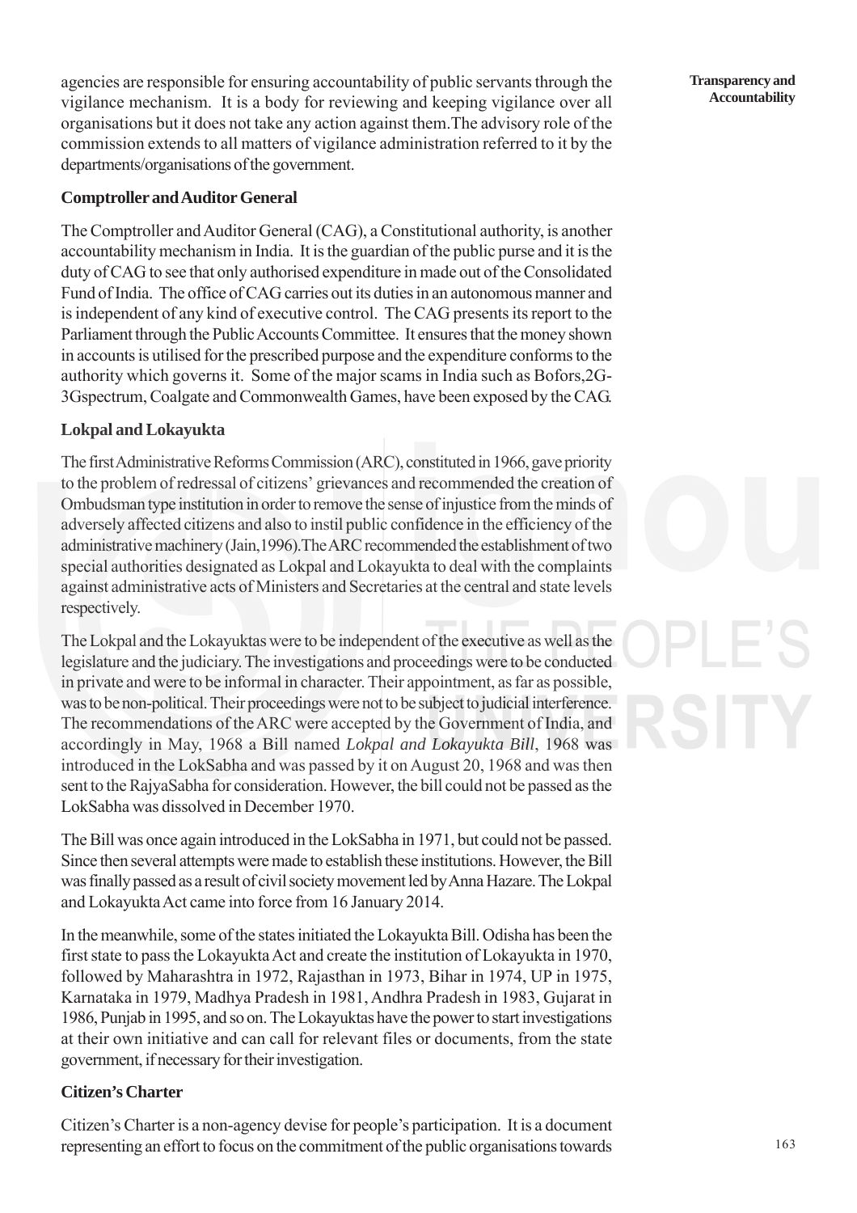agencies are responsible for ensuring accountability of public servants through the vigilance mechanism. It is a body for reviewing and keeping vigilance over all organisations but it does not take any action against them.The advisory role of the commission extends to all matters of vigilance administration referred to it by the departments/organisations of the government.

### Comptroller and Auditor General

The Comptroller and Auditor General (CAG), a Constitutional authority, is another accountability mechanism in India. It is the guardian of the public purse and it is the duty of CAG to see that only authorised expenditure in made out of the Consolidated Fund of India. The office of CAG carries out its duties in an autonomous manner and is independent of any kind of executive control. The CAG presents its report to the Parliament through the Public Accounts Committee. It ensures that the money shown in accounts is utilised for the prescribed purpose and the expenditure conforms to the authority which governs it. Some of the major scams in India such as Bofors,2G-3Gspectrum, Coalgate and Commonwealth Games, have been exposed by the CAG.

### Lokpal and Lokayukta

The first Administrative Reforms Commission (ARC), constituted in 1966, gave priority to the problem of redressal of citizens' grievances and recommended the creation of Ombudsman type institution in order to remove the sense of injustice from the minds of adversely affected citizens and also to instil public confidence in the efficiency of the administrative machinery (Jain,1996).The ARC recommended the establishment of two special authorities designated as Lokpal and Lokayukta to deal with the complaints against administrative acts of Ministers and Secretaries at the central and state levels respectively.

The Lokpal and the Lokayuktas were to be independent of the executive as well as the legislature and the judiciary. The investigations and proceedings were to be conducted in private and were to be informal in character. Their appointment, as far as possible, was to be non-political. Their proceedings were not to be subject to judicial interference. The recommendations of the ARC were accepted by the Government of India, and accordingly in May, 1968 a Bill named *Lokpal and Lokayukta Bill*, 1968 was introduced in the LokSabha and was passed by it on August 20, 1968 and was then sent to the RajyaSabha for consideration. However, the bill could not be passed as the LokSabha was dissolved in December 1970.

The Bill was once again introduced in the LokSabha in 1971, but could not be passed. Since then several attempts were made to establish these institutions. However, the Bill was finally passed as a result of civil society movement led by Anna Hazare. The Lokpal and Lokayukta Act came into force from 16 January 2014.

In the meanwhile, some of the states initiated the Lokayukta Bill. Odisha has been the first state to pass the Lokayukta Act and create the institution of Lokayukta in 1970, followed by Maharashtra in 1972, Rajasthan in 1973, Bihar in 1974, UP in 1975, Karnataka in 1979, Madhya Pradesh in 1981, Andhra Pradesh in 1983, Gujarat in 1986, Punjab in 1995, and so on. The Lokayuktas have the power to start investigations at their own initiative and can call for relevant files or documents, from the state government, if necessary for their investigation.

### Citizen's Charter

Citizen's Charter is a non-agency devise for people's participation. It is a document representing an effort to focus on the commitment of the public organisations towards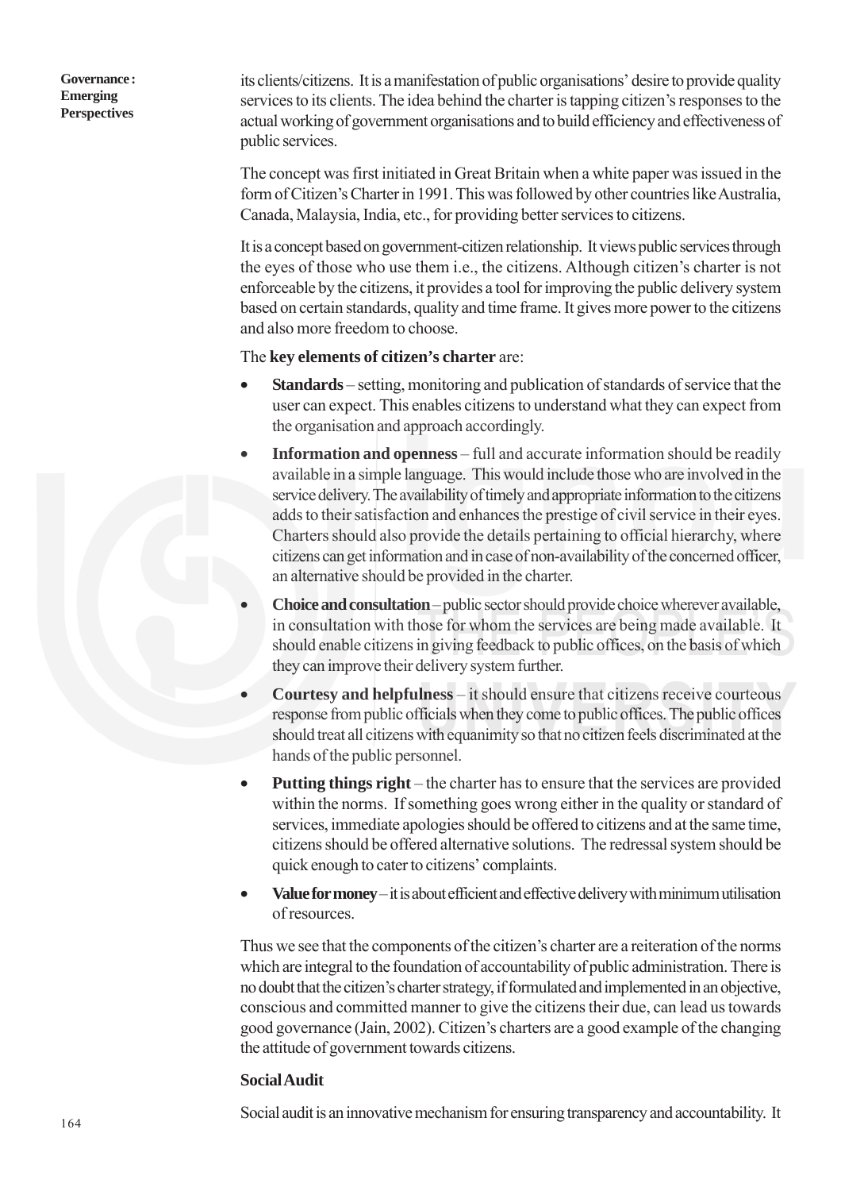its clients/citizens. It is a manifestation of public organisations' desire to provide quality services to its clients. The idea behind the charter is tapping citizen's responses to the actual working of government organisations and to build efficiency and effectiveness of public services.

The concept was first initiated in Great Britain when a white paper was issued in the form of Citizen's Charter in 1991. This was followed by other countries like Australia, Canada, Malaysia, India, etc., for providing better services to citizens.

It is a concept based on government-citizen relationship. It views public services through the eyes of those who use them i.e., the citizens. Although citizen's charter is not enforceable by the citizens, it provides a tool for improving the public delivery system based on certain standards, quality and time frame. It gives more power to the citizens and also more freedom to choose.

The **key elements of citizen's charter** are:

- **Standards** – setting, monitoring and publication of standards of service that the user can expect. This enables citizens to understand what they can expect from the organisation and approach accordingly.
- **Information and openness** – full and accurate information should be readily available in a simple language. This would include those who are involved in the service delivery. The availability of timely and appropriate information to the citizens adds to their satisfaction and enhances the prestige of civil service in their eyes. Charters should also provide the details pertaining to official hierarchy, where citizens can get information and in case of non-availability of the concerned officer, an alternative should be provided in the charter.
- **Choice and consultation** – public sector should provide choice wherever available, in consultation with those for whom the services are being made available. It should enable citizens in giving feedback to public offices, on the basis of which they can improve their delivery system further.
- **Courtesy and helpfulness** – it should ensure that citizens receive courteous response from public officials when they come to public offices. The public offices should treat all citizens with equanimity so that no citizen feels discriminated at the hands of the public personnel.
- **Putting things right** – the charter has to ensure that the services are provided within the norms. If something goes wrong either in the quality or standard of services, immediate apologies should be offered to citizens and at the same time, citizens should be offered alternative solutions. The redressal system should be quick enough to cater to citizens' complaints.
- **Value for money** – it is about efficient and effective delivery with minimum utilisation of resources.

Thus we see that the components of the citizen's charter are a reiteration of the norms which are integral to the foundation of accountability of public administration. There is no doubt that the citizen's charter strategy, if formulated and implemented in an objective, conscious and committed manner to give the citizens their due, can lead us towards good governance (Jain, 2002). Citizen's charters are a good example of the changing the attitude of government towards citizens.

### Social Audit

Social audit is an innovative mechanism for ensuring transparency and accountability. It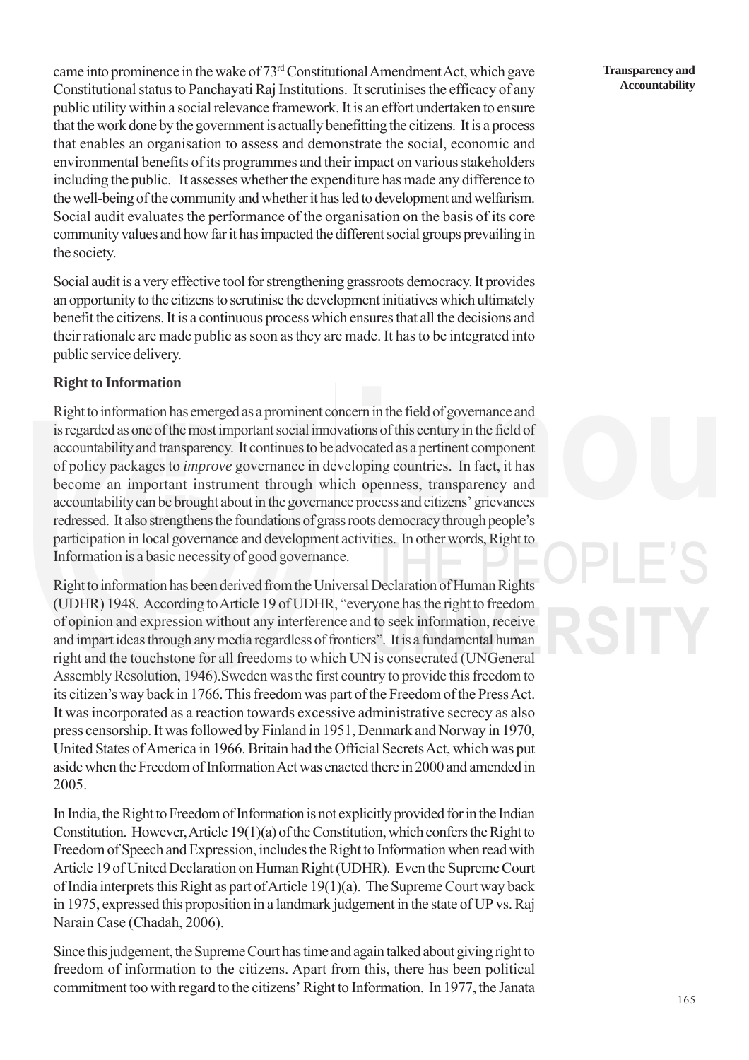came into prominence in the wake of 73rd Constitutional Amendment Act, which gave Constitutional status to Panchayati Raj Institutions. It scrutinises the efficacy of any public utility within a social relevance framework. It is an effort undertaken to ensure that the work done by the government is actually benefitting the citizens. It is a process that enables an organisation to assess and demonstrate the social, economic and environmental benefits of its programmes and their impact on various stakeholders including the public. It assesses whether the expenditure has made any difference to the well-being of the community and whether it has led to development and welfarism. Social audit evaluates the performance of the organisation on the basis of its core community values and how far it has impacted the different social groups prevailing in the society.

Social audit is a very effective tool for strengthening grassroots democracy. It provides an opportunity to the citizens to scrutinise the development initiatives which ultimately benefit the citizens. It is a continuous process which ensures that all the decisions and their rationale are made public as soon as they are made. It has to be integrated into public service delivery.

**Right to Information**

Right to information has emerged as a prominent concern in the field of governance and is regarded as one of the most important social innovations of this century in the field of accountability and transparency. It continues to be advocated as a pertinent component of policy packages to *improve* governance in developing countries. In fact, it has become an important instrument through which openness, transparency and accountability can be brought about in the governance process and citizens' grievances redressed. It also strengthens the foundations of grass roots democracy through people's participation in local governance and development activities. In other words, Right to Information is a basic necessity of good governance.

Right to information has been derived from the Universal Declaration of Human Rights (UDHR) 1948. According to Article 19 of UDHR, "everyone has the right to freedom of opinion and expression without any interference and to seek information, receive and impart ideas through any media regardless of frontiers". It is a fundamental human right and the touchstone for all freedoms to which UN is consecrated (UNGeneral Assembly Resolution, 1946).Sweden was the first country to provide this freedom to its citizen's way back in 1766. This freedom was part of the Freedom of the Press Act. It was incorporated as a reaction towards excessive administrative secrecy as also press censorship. It was followed by Finland in 1951, Denmark and Norway in 1970, United States of America in 1966. Britain had the Official Secrets Act, which was put aside when the Freedom of Information Act was enacted there in 2000 and amended in 2005.

In India, the Right to Freedom of Information is not explicitly provided for in the Indian Constitution. However, Article 19(1)(a) of the Constitution, which confers the Right to Freedom of Speech and Expression, includes the Right to Information when read with Article 19 of United Declaration on Human Right (UDHR). Even the Supreme Court of India interprets this Right as part of Article 19(1)(a). The Supreme Court way back in 1975, expressed this proposition in a landmark judgement in the state of UP vs. Raj Narain Case (Chadah, 2006).

Since this judgement, the Supreme Court has time and again talked about giving right to freedom of information to the citizens. Apart from this, there has been political commitment too with regard to the citizens' Right to Information. In 1977, the Janata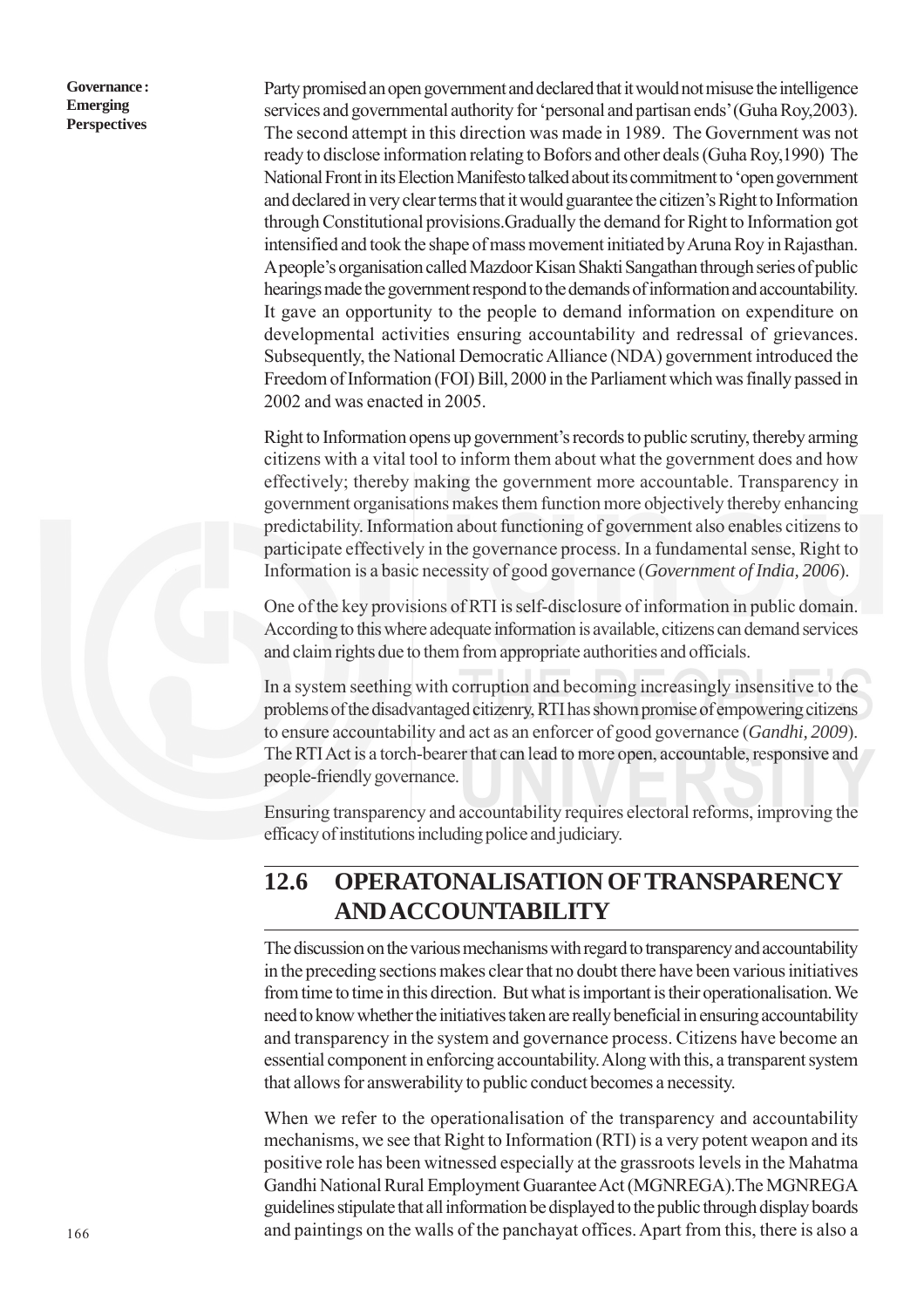Party promised an open government and declared that it would not misuse the intelligence services and governmental authority for 'personal and partisan ends' (Guha Roy,2003). The second attempt in this direction was made in 1989. The Government was not ready to disclose information relating to Bofors and other deals (Guha Roy,1990) The National Front in its Election Manifesto talked about its commitment to 'open government and declared in very clear terms that it would guarantee the citizen's Right to Information through Constitutional provisions.Gradually the demand for Right to Information got intensified and took the shape of mass movement initiated by Aruna Roy in Rajasthan. A people's organisation called Mazdoor Kisan Shakti Sangathan through series of public hearings made the government respond to the demands of information and accountability. It gave an opportunity to the people to demand information on expenditure on developmental activities ensuring accountability and redressal of grievances. Subsequently, the National Democratic Alliance (NDA) government introduced the Freedom of Information (FOI) Bill, 2000 in the Parliament which was finally passed in 2002 and was enacted in 2005.

Right to Information opens up government's records to public scrutiny, thereby arming citizens with a vital tool to inform them about what the government does and how effectively; thereby making the government more accountable. Transparency in government organisations makes them function more objectively thereby enhancing predictability. Information about functioning of government also enables citizens to participate effectively in the governance process. In a fundamental sense, Right to Information is a basic necessity of good governance (*Government of India, 2006*).

One of the key provisions of RTI is self-disclosure of information in public domain. According to this where adequate information is available, citizens can demand services and claim rights due to them from appropriate authorities and officials.

In a system seething with corruption and becoming increasingly insensitive to the problems of the disadvantaged citizenry, RTI has shown promise of empowering citizens to ensure accountability and act as an enforcer of good governance (*Gandhi, 2009*). The RTI Act is a torch-bearer that can lead to more open, accountable, responsive and people-friendly governance.

Ensuring transparency and accountability requires electoral reforms, improving the efficacy of institutions including police and judiciary.

## 12.6 OPERATONALISATION OF TRANSPARENCY AND ACCOUNTABILITY

The discussion on the various mechanisms with regard to transparency and accountability in the preceding sections makes clear that no doubt there have been various initiatives from time to time in this direction. But what is important is their operationalisation. We need to know whether the initiatives taken are really beneficial in ensuring accountability and transparency in the system and governance process. Citizens have become an essential component in enforcing accountability. Along with this, a transparent system that allows for answerability to public conduct becomes a necessity.

When we refer to the operationalisation of the transparency and accountability mechanisms, we see that Right to Information (RTI) is a very potent weapon and its positive role has been witnessed especially at the grassroots levels in the Mahatma Gandhi National Rural Employment Guarantee Act (MGNREGA).The MGNREGA guidelines stipulate that all information be displayed to the public through display boards and paintings on the walls of the panchayat offices. Apart from this, there is also a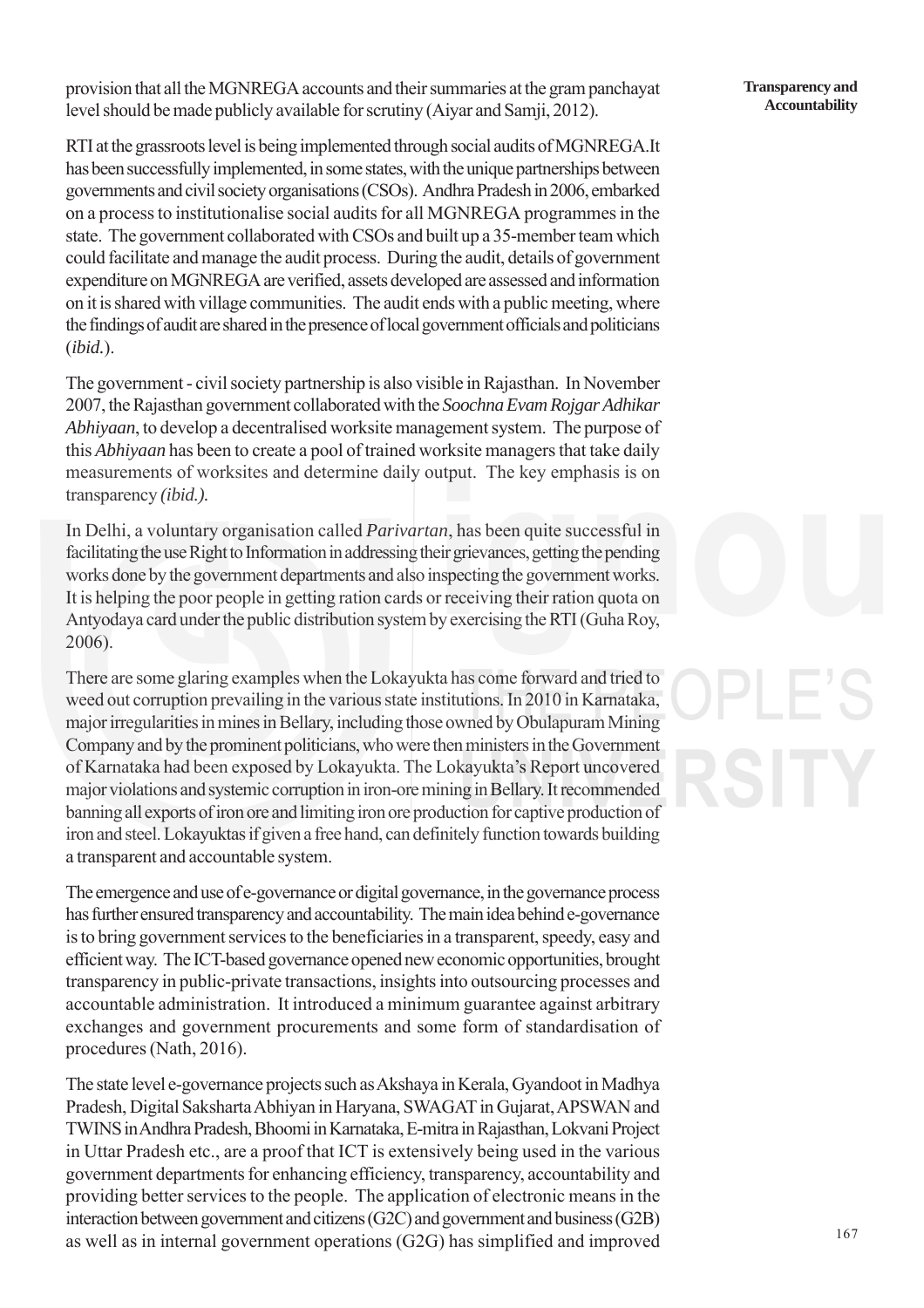provision that all the MGNREGA accounts and their summaries at the gram panchayat level should be made publicly available for scrutiny (Aiyar and Samji, 2012).

RTI at the grassroots level is being implemented through social audits of MGNREGA.It has been successfully implemented, in some states, with the unique partnerships between governments and civil society organisations (CSOs). Andhra Pradesh in 2006, embarked on a process to institutionalise social audits for all MGNREGA programmes in the state. The government collaborated with CSOs and built up a 35-member team which could facilitate and manage the audit process. During the audit, details of government expenditure on MGNREGA are verified, assets developed are assessed and information on it is shared with village communities. The audit ends with a public meeting, where the findings of audit are shared in the presence of local government officials and politicians (*ibid.*).

The government - civil society partnership is also visible in Rajasthan. In November 2007, the Rajasthan government collaborated with the *Soochna Evam Rojgar Adhikar Abhiyaan*, to develop a decentralised worksite management system. The purpose of this *Abhiyaan* has been to create a pool of trained worksite managers that take daily measurements of worksites and determine daily output. The key emphasis is on transparency *(ibid.).*

In Delhi, a voluntary organisation called *Parivartan*, has been quite successful in facilitating the use Right to Information in addressing their grievances, getting the pending works done by the government departments and also inspecting the government works. It is helping the poor people in getting ration cards or receiving their ration quota on Antyodaya card under the public distribution system by exercising the RTI (Guha Roy, 2006).

There are some glaring examples when the Lokayukta has come forward and tried to weed out corruption prevailing in the various state institutions. In 2010 in Karnataka, major irregularities in mines in Bellary, including those owned by Obulapuram Mining Company and by the prominent politicians, who were then ministers in the Government of Karnataka had been exposed by Lokayukta. The Lokayukta's Report uncovered major violations and systemic corruption in iron-ore mining in Bellary. It recommended banning all exports of iron ore and limiting iron ore production for captive production of iron and steel. Lokayuktas if given a free hand, can definitely function towards building a transparent and accountable system.

The emergence and use of e-governance or digital governance, in the governance process has further ensured transparency and accountability. The main idea behind e-governance is to bring government services to the beneficiaries in a transparent, speedy, easy and efficient way. The ICT-based governance opened new economic opportunities, brought transparency in public-private transactions, insights into outsourcing processes and accountable administration. It introduced a minimum guarantee against arbitrary exchanges and government procurements and some form of standardisation of procedures (Nath, 2016).

The state level e-governance projects such as Akshaya in Kerala, Gyandoot in Madhya Pradesh, Digital Saksharta Abhiyan in Haryana, SWAGAT in Gujarat, APSWAN and TWINS in Andhra Pradesh, Bhoomi in Karnataka, E-mitra in Rajasthan, Lokvani Project in Uttar Pradesh etc., are a proof that ICT is extensively being used in the various government departments for enhancing efficiency, transparency, accountability and providing better services to the people. The application of electronic means in the interaction between government and citizens (G2C) and government and business (G2B) as well as in internal government operations (G2G) has simplified and improved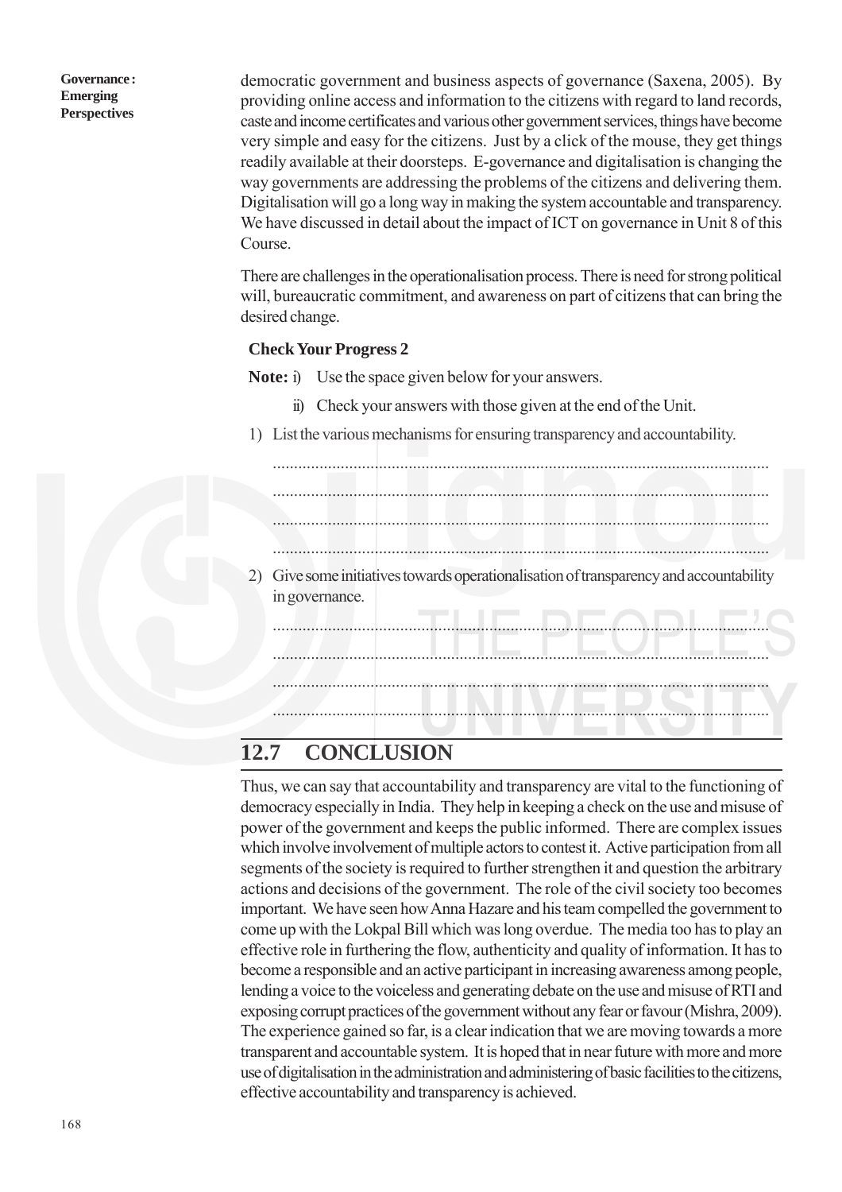democratic government and business aspects of governance (Saxena, 2005). By providing online access and information to the citizens with regard to land records, caste and income certificates and various other government services, things have become very simple and easy for the citizens. Just by a click of the mouse, they get things readily available at their doorsteps. E-governance and digitalisation is changing the way governments are addressing the problems of the citizens and delivering them. Digitalisation will go a long way in making the system accountable and transparency. We have discussed in detail about the impact of ICT on governance in Unit 8 of this Course.

There are challenges in the operationalisation process. There is need for strong political will, bureaucratic commitment, and awareness on part of citizens that can bring the desired change.

**Check Your Progress 2**

**Note:** i) Use the space given below for your answers.

ii) Check your answers with those given at the end of the Unit.

1) List the various mechanisms for ensuring transparency and accountability.

....................................................................................................................

....................................................................................................................

....................................................................................................................

....................................................................................................................

2) Give some initiatives towards operationalisation of transparency and accountability in governance.

....................................................................................................................

....................................................................................................................

....................................................................................................................

....................................................................................................................

## 12.7 CONCLUSION

Thus, we can say that accountability and transparency are vital to the functioning of democracy especially in India. They help in keeping a check on the use and misuse of power of the government and keeps the public informed. There are complex issues which involve involvement of multiple actors to contest it. Active participation from all segments of the society is required to further strengthen it and question the arbitrary actions and decisions of the government. The role of the civil society too becomes important. We have seen how Anna Hazare and his team compelled the government to come up with the Lokpal Bill which was long overdue. The media too has to play an effective role in furthering the flow, authenticity and quality of information. It has to become a responsible and an active participant in increasing awareness among people, lending a voice to the voiceless and generating debate on the use and misuse of RTI and exposing corrupt practices of the government without any fear or favour (Mishra, 2009). The experience gained so far, is a clear indication that we are moving towards a more transparent and accountable system. It is hoped that in near future with more and more use of digitalisation in the administration and administering of basic facilities to the citizens, effective accountability and transparency is achieved.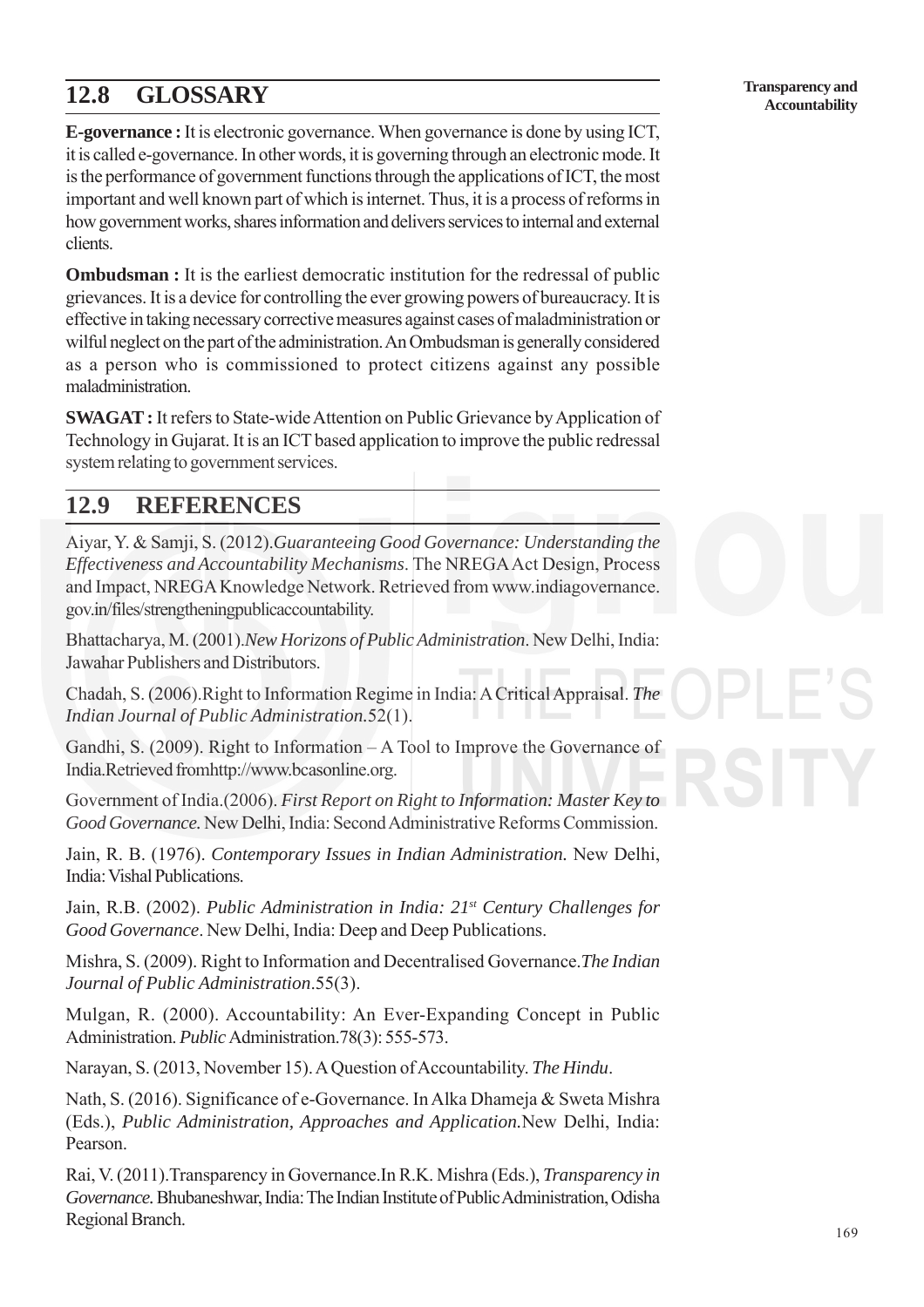## 12.8 GLOSSARY

**E-governance :** It is electronic governance. When governance is done by using ICT, it is called e-governance. In other words, it is governing through an electronic mode. It is the performance of government functions through the applications of ICT, the most important and well known part of which is internet. Thus, it is a process of reforms in how government works, shares information and delivers services to internal and external clients.

**Ombudsman :** It is the earliest democratic institution for the redressal of public grievances. It is a device for controlling the ever growing powers of bureaucracy. It is effective in taking necessary corrective measures against cases of maladministration or wilful neglect on the part of the administration. An Ombudsman is generally considered as a person who is commissioned to protect citizens against any possible maladministration.

**SWAGAT :** It refers to State-wide Attention on Public Grievance by Application of Technology in Gujarat. It is an ICT based application to improve the public redressal system relating to government services.

## 12.9 REFERENCES

Aiyar, Y. & Samji, S. (2012).*Guaranteeing Good Governance: Understanding the Effectiveness and Accountability Mechanisms*. The NREGA Act Design, Process and Impact, NREGA Knowledge Network. Retrieved from www.indiagovernance.gov.in/files/strengtheningpublicaccountability.

Bhattacharya, M. (2001).*New Horizons of Public Administration*. New Delhi, India: Jawahar Publishers and Distributors.

Chadah, S. (2006).Right to Information Regime in India: A Critical Appraisal. *The Indian Journal of Public Administration.*52(1).

Gandhi, S. (2009). Right to Information – A Tool to Improve the Governance of India.Retrieved fromhttp://www.bcasonline.org.

Government of India.(2006). *First Report on Right to Information: Master Key to Good Governance.* New Delhi, India: Second Administrative Reforms Commission.

Jain, R. B. (1976). *Contemporary Issues in Indian Administration.* New Delhi, India: Vishal Publications.

Jain, R.B. (2002). *Public Administration in India: 21st Century Challenges for Good Governance*. New Delhi, India: Deep and Deep Publications.

Mishra, S. (2009). Right to Information and Decentralised Governance.*The Indian Journal of Public Administration*.55(3).

Mulgan, R. (2000). Accountability: An Ever-Expanding Concept in Public Administration. *Public* Administration.78(3): 555-573.

Narayan, S. (2013, November 15). A Question of Accountability. *The Hindu*.

Nath, S. (2016). Significance of e-Governance. In Alka Dhameja & Sweta Mishra (Eds.), *Public Administration, Approaches and Application.*New Delhi, India: Pearson.

Rai, V. (2011).Transparency in Governance.In R.K. Mishra (Eds.), *Transparency in Governance.* Bhubaneshwar, India: The Indian Institute of Public Administration, Odisha Regional Branch.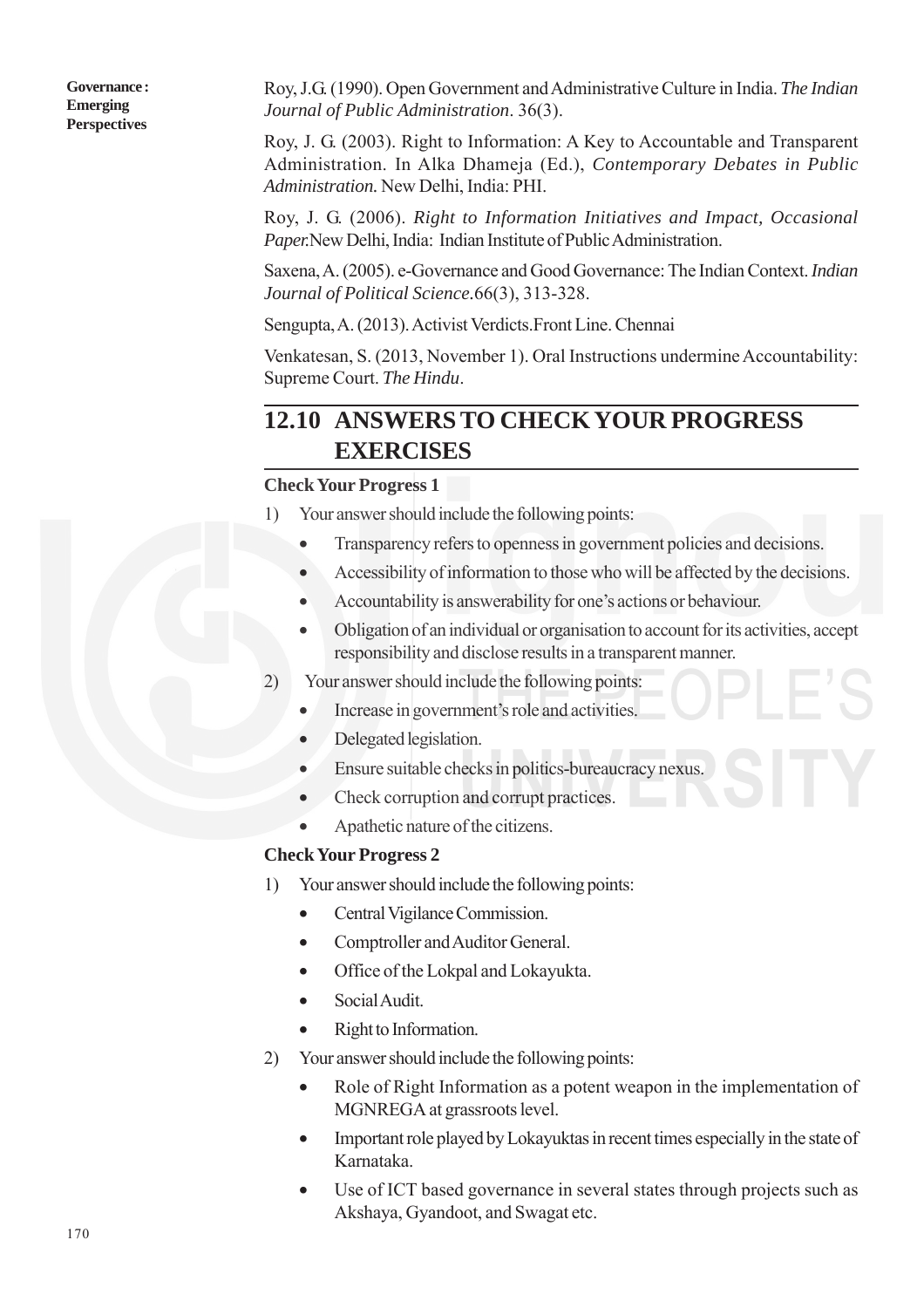Roy, J.G. (1990). Open Government and Administrative Culture in India. *The Indian Journal of Public Administration*. 36(3).

Roy, J. G. (2003). Right to Information: A Key to Accountable and Transparent Administration. In Alka Dhameja (Ed.), *Contemporary Debates in Public Administration.* New Delhi, India: PHI.

Roy, J. G. (2006). *Right to Information Initiatives and Impact, Occasional Paper.*New Delhi, India: Indian Institute of Public Administration.

Saxena, A. (2005). e-Governance and Good Governance: The Indian Context. *Indian Journal of Political Science*.66(3), 313-328.

Sengupta, A. (2013). Activist Verdicts.Front Line. Chennai

Venkatesan, S. (2013, November 1). Oral Instructions undermine Accountability: Supreme Court. *The Hindu*.

## 12.10 ANSWERS TO CHECK YOUR PROGRESS EXERCISES

**Check Your Progress 1**

1) Your answer should include the following points:
   - Transparency refers to openness in government policies and decisions.
   - Accessibility of information to those who will be affected by the decisions.
   - Accountability is answerability for one's actions or behaviour.
   - Obligation of an individual or organisation to account for its activities, accept responsibility and disclose results in a transparent manner.
2) Your answer should include the following points:
   - Increase in government's role and activities.
   - Delegated legislation.
   - Ensure suitable checks in politics-bureaucracy nexus.
   - Check corruption and corrupt practices.
   - Apathetic nature of the citizens.

**Check Your Progress 2**

1) Your answer should include the following points:
   - Central Vigilance Commission.
   - Comptroller and Auditor General.
   - Office of the Lokpal and Lokayukta.
   - Social Audit.
   - Right to Information.
2) Your answer should include the following points:
   - Role of Right Information as a potent weapon in the implementation of MGNREGA at grassroots level.
   - Important role played by Lokayuktas in recent times especially in the state of Karnataka.
   - Use of ICT based governance in several states through projects such as Akshaya, Gyandoot, and Swagat etc.